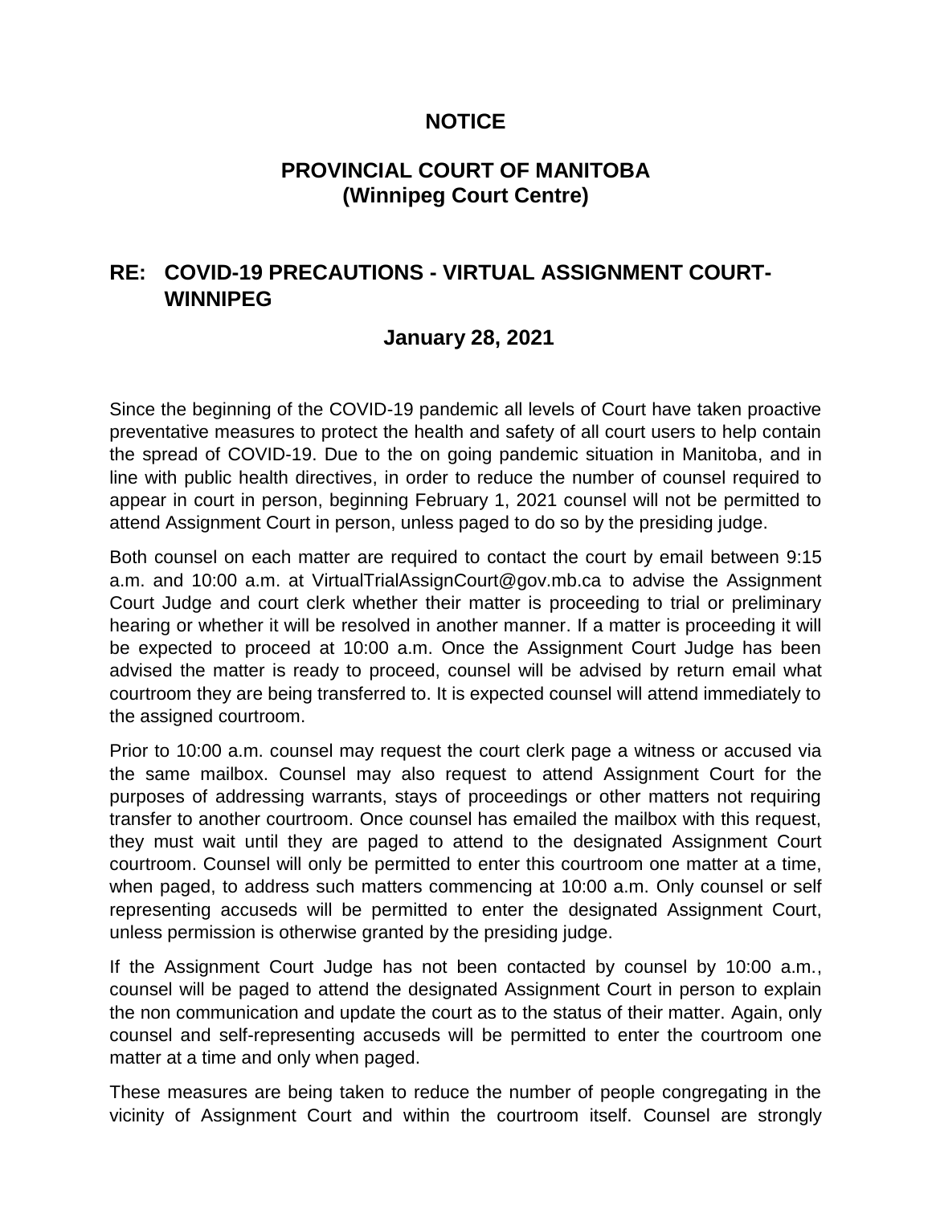# NOTICE

## PROVINCIAL COURT OF MANITOBA
## (Winnipeg Court Centre)

## RE: COVID-19 PRECAUTIONS - VIRTUAL ASSIGNMENT COURT-WINNIPEG

**January 28, 2021**

Since the beginning of the COVID-19 pandemic all levels of Court have taken proactive preventative measures to protect the health and safety of all court users to help contain the spread of COVID-19. Due to the on going pandemic situation in Manitoba, and in line with public health directives, in order to reduce the number of counsel required to appear in court in person, beginning February 1, 2021 counsel will not be permitted to attend Assignment Court in person, unless paged to do so by the presiding judge.

Both counsel on each matter are required to contact the court by email between 9:15 a.m. and 10:00 a.m. at VirtualTrialAssignCourt@gov.mb.ca to advise the Assignment Court Judge and court clerk whether their matter is proceeding to trial or preliminary hearing or whether it will be resolved in another manner. If a matter is proceeding it will be expected to proceed at 10:00 a.m. Once the Assignment Court Judge has been advised the matter is ready to proceed, counsel will be advised by return email what courtroom they are being transferred to. It is expected counsel will attend immediately to the assigned courtroom.

Prior to 10:00 a.m. counsel may request the court clerk page a witness or accused via the same mailbox. Counsel may also request to attend Assignment Court for the purposes of addressing warrants, stays of proceedings or other matters not requiring transfer to another courtroom. Once counsel has emailed the mailbox with this request, they must wait until they are paged to attend to the designated Assignment Court courtroom. Counsel will only be permitted to enter this courtroom one matter at a time, when paged, to address such matters commencing at 10:00 a.m. Only counsel or self representing accuseds will be permitted to enter the designated Assignment Court, unless permission is otherwise granted by the presiding judge.

If the Assignment Court Judge has not been contacted by counsel by 10:00 a.m., counsel will be paged to attend the designated Assignment Court in person to explain the non communication and update the court as to the status of their matter. Again, only counsel and self-representing accuseds will be permitted to enter the courtroom one matter at a time and only when paged.

These measures are being taken to reduce the number of people congregating in the vicinity of Assignment Court and within the courtroom itself. Counsel are strongly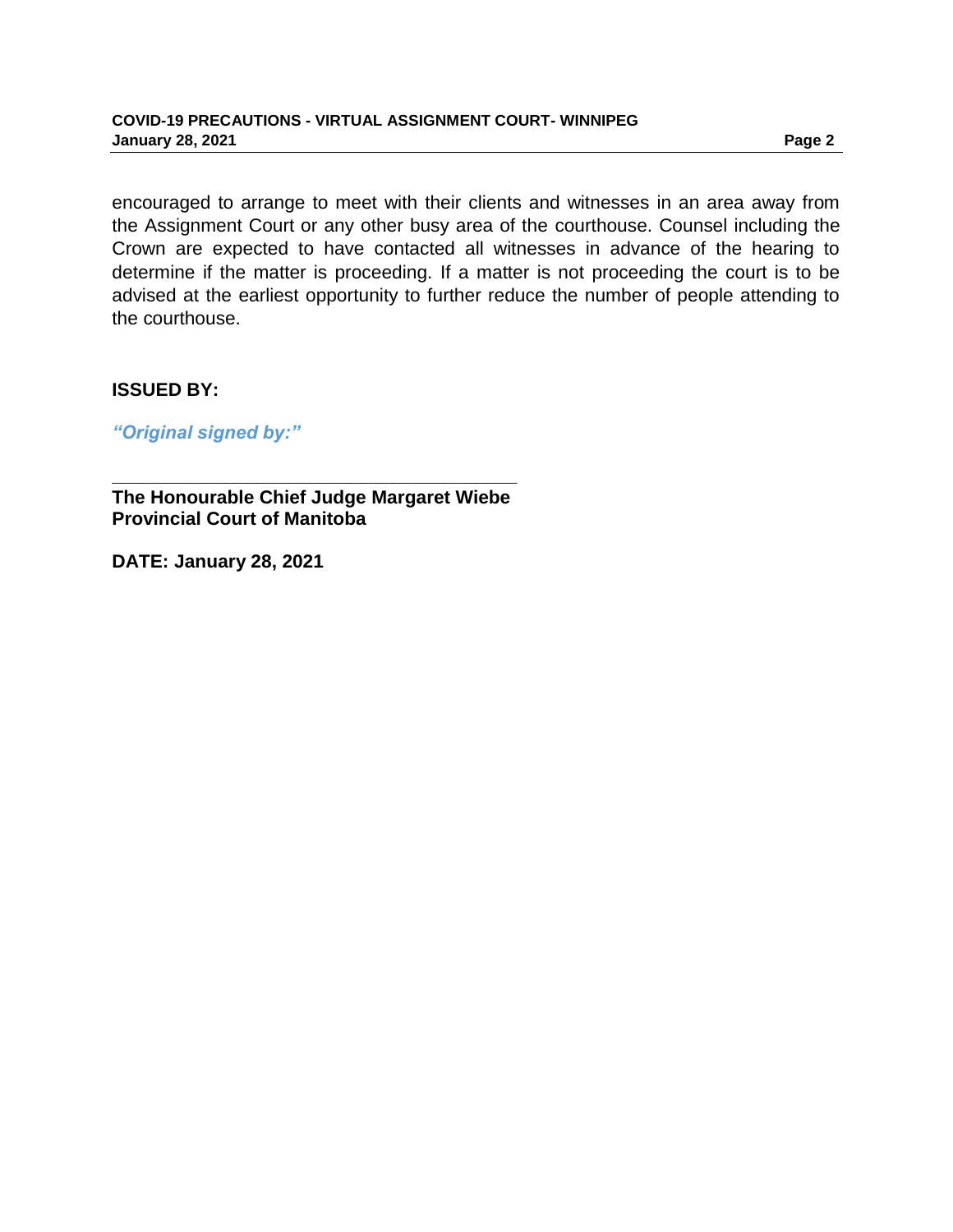encouraged to arrange to meet with their clients and witnesses in an area away from the Assignment Court or any other busy area of the courthouse. Counsel including the Crown are expected to have contacted all witnesses in advance of the hearing to determine if the matter is proceeding. If a matter is not proceeding the court is to be advised at the earliest opportunity to further reduce the number of people attending to the courthouse.

**ISSUED BY:**

***"Original signed by:"***

\_\_\_\_\_\_\_\_\_\_\_\_\_\_\_\_\_\_\_\_\_\_\_\_\_\_\_\_\_\_\_\_\_\_\_\_\_\_\_\_\_\_\_\_

**The Honourable Chief Judge Margaret Wiebe**
**Provincial Court of Manitoba**

**DATE: January 28, 2021**